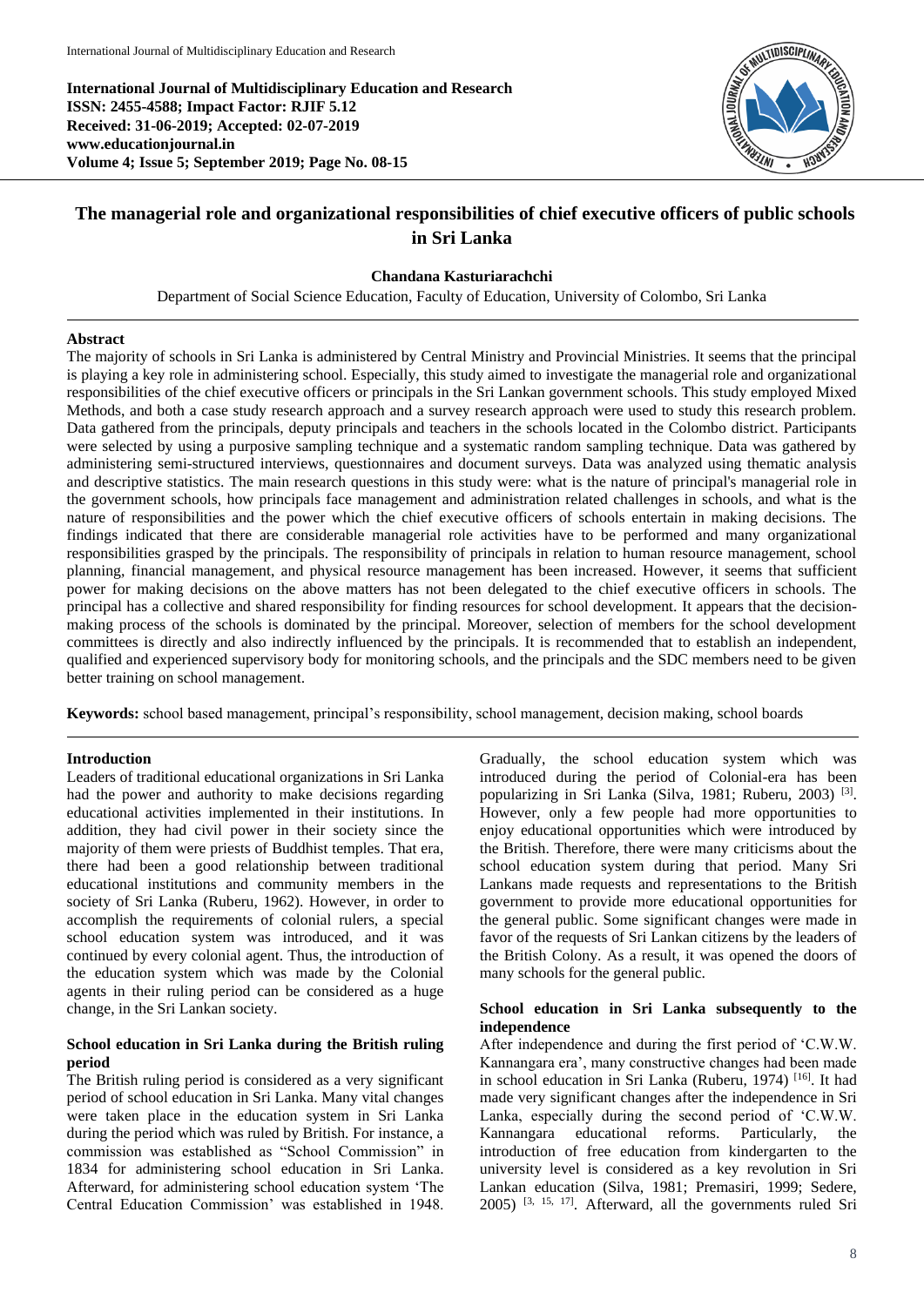**International Journal of Multidisciplinary Education and Research**
**ISSN: 2455-4588; Impact Factor: RJIF 5.12**
**Received: 31-06-2019; Accepted: 02-07-2019**
**www.educationjournal.in**
**Volume 4; Issue 5; September 2019; Page No. 08-15**

# The managerial role and organizational responsibilities of chief executive officers of public schools in Sri Lanka

**Chandana Kasturiarachchi**

Department of Social Science Education, Faculty of Education, University of Colombo, Sri Lanka

## Abstract

The majority of schools in Sri Lanka is administered by Central Ministry and Provincial Ministries. It seems that the principal is playing a key role in administering school. Especially, this study aimed to investigate the managerial role and organizational responsibilities of the chief executive officers or principals in the Sri Lankan government schools. This study employed Mixed Methods, and both a case study research approach and a survey research approach were used to study this research problem. Data gathered from the principals, deputy principals and teachers in the schools located in the Colombo district. Participants were selected by using a purposive sampling technique and a systematic random sampling technique. Data was gathered by administering semi-structured interviews, questionnaires and document surveys. Data was analyzed using thematic analysis and descriptive statistics. The main research questions in this study were: what is the nature of principal's managerial role in the government schools, how principals face management and administration related challenges in schools, and what is the nature of responsibilities and the power which the chief executive officers of schools entertain in making decisions. The findings indicated that there are considerable managerial role activities have to be performed and many organizational responsibilities grasped by the principals. The responsibility of principals in relation to human resource management, school planning, financial management, and physical resource management has been increased. However, it seems that sufficient power for making decisions on the above matters has not been delegated to the chief executive officers in schools. The principal has a collective and shared responsibility for finding resources for school development. It appears that the decision-making process of the schools is dominated by the principal. Moreover, selection of members for the school development committees is directly and also indirectly influenced by the principals. It is recommended that to establish an independent, qualified and experienced supervisory body for monitoring schools, and the principals and the SDC members need to be given better training on school management.

**Keywords:** school based management, principal's responsibility, school management, decision making, school boards

## Introduction

Leaders of traditional educational organizations in Sri Lanka had the power and authority to make decisions regarding educational activities implemented in their institutions. In addition, they had civil power in their society since the majority of them were priests of Buddhist temples. That era, there had been a good relationship between traditional educational institutions and community members in the society of Sri Lanka (Ruberu, 1962). However, in order to accomplish the requirements of colonial rulers, a special school education system was introduced, and it was continued by every colonial agent. Thus, the introduction of the education system which was made by the Colonial agents in their ruling period can be considered as a huge change, in the Sri Lankan society.

### School education in Sri Lanka during the British ruling period

The British ruling period is considered as a very significant period of school education in Sri Lanka. Many vital changes were taken place in the education system in Sri Lanka during the period which was ruled by British. For instance, a commission was established as "School Commission" in 1834 for administering school education in Sri Lanka. Afterward, for administering school education system 'The Central Education Commission' was established in 1948. Gradually, the school education system which was introduced during the period of Colonial-era has been popularizing in Sri Lanka (Silva, 1981; Ruberu, 2003) [3]. However, only a few people had more opportunities to enjoy educational opportunities which were introduced by the British. Therefore, there were many criticisms about the school education system during that period. Many Sri Lankans made requests and representations to the British government to provide more educational opportunities for the general public. Some significant changes were made in favor of the requests of Sri Lankan citizens by the leaders of the British Colony. As a result, it was opened the doors of many schools for the general public.

### School education in Sri Lanka subsequently to the independence

After independence and during the first period of 'C.W.W. Kannangara era', many constructive changes had been made in school education in Sri Lanka (Ruberu, 1974) [16]. It had made very significant changes after the independence in Sri Lanka, especially during the second period of 'C.W.W. Kannangara educational reforms. Particularly, the introduction of free education from kindergarten to the university level is considered as a key revolution in Sri Lankan education (Silva, 1981; Premasiri, 1999; Sedere, 2005) [3, 15, 17]. Afterward, all the governments ruled Sri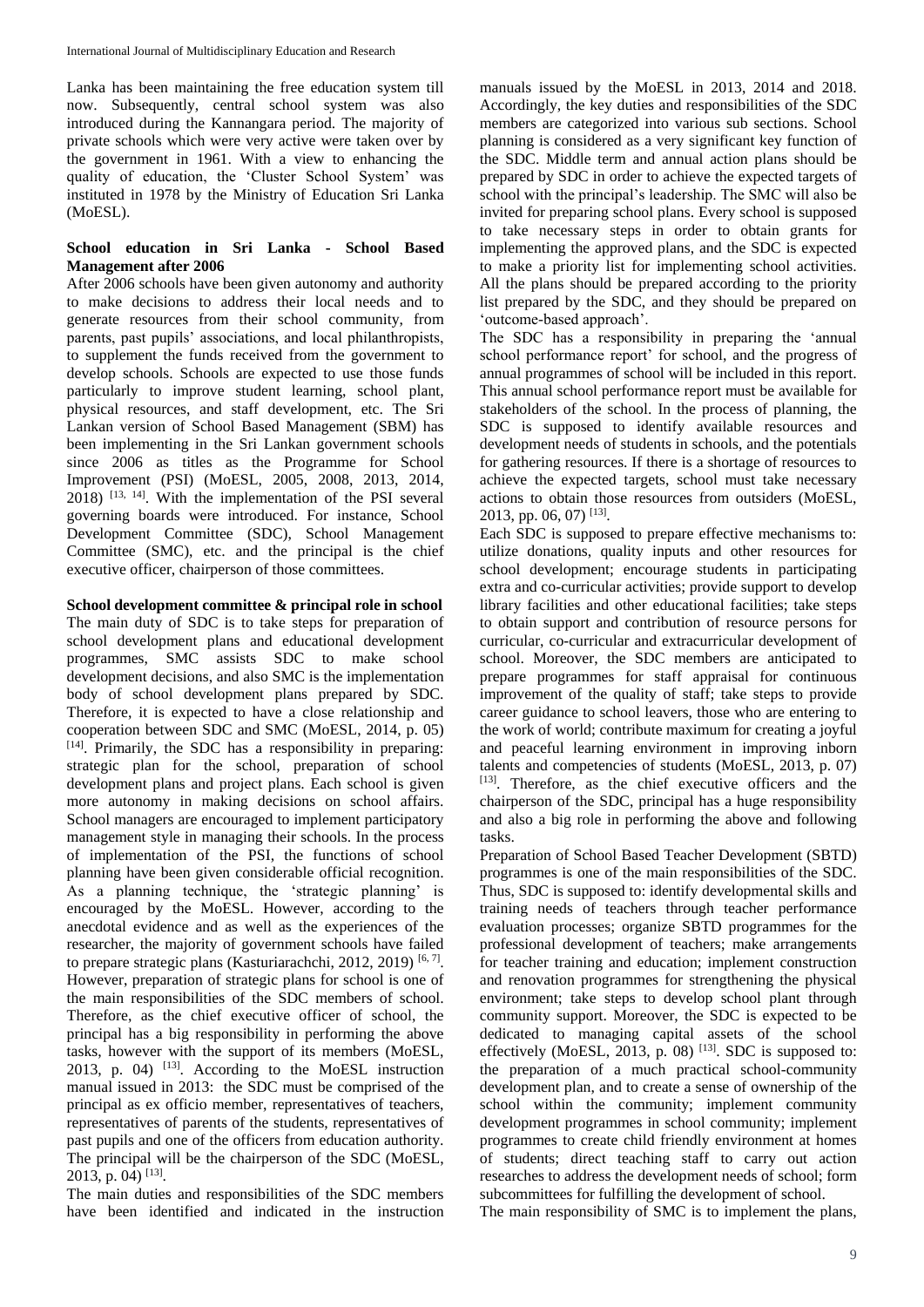Lanka has been maintaining the free education system till now. Subsequently, central school system was also introduced during the Kannangara period. The majority of private schools which were very active were taken over by the government in 1961. With a view to enhancing the quality of education, the 'Cluster School System' was instituted in 1978 by the Ministry of Education Sri Lanka (MoESL).

### School education in Sri Lanka - School Based Management after 2006

After 2006 schools have been given autonomy and authority to make decisions to address their local needs and to generate resources from their school community, from parents, past pupils' associations, and local philanthropists, to supplement the funds received from the government to develop schools. Schools are expected to use those funds particularly to improve student learning, school plant, physical resources, and staff development, etc. The Sri Lankan version of School Based Management (SBM) has been implementing in the Sri Lankan government schools since 2006 as titles as the Programme for School Improvement (PSI) (MoESL, 2005, 2008, 2013, 2014, 2018) [13, 14]. With the implementation of the PSI several governing boards were introduced. For instance, School Development Committee (SDC), School Management Committee (SMC), etc. and the principal is the chief executive officer, chairperson of those committees.

### School development committee & principal role in school

The main duty of SDC is to take steps for preparation of school development plans and educational development programmes, SMC assists SDC to make school development decisions, and also SMC is the implementation body of school development plans prepared by SDC. Therefore, it is expected to have a close relationship and cooperation between SDC and SMC (MoESL, 2014, p. 05) [14]. Primarily, the SDC has a responsibility in preparing: strategic plan for the school, preparation of school development plans and project plans. Each school is given more autonomy in making decisions on school affairs. School managers are encouraged to implement participatory management style in managing their schools. In the process of implementation of the PSI, the functions of school planning have been given considerable official recognition. As a planning technique, the 'strategic planning' is encouraged by the MoESL. However, according to the anecdotal evidence and as well as the experiences of the researcher, the majority of government schools have failed to prepare strategic plans (Kasturiarachchi, 2012, 2019) [6, 7]. However, preparation of strategic plans for school is one of the main responsibilities of the SDC members of school. Therefore, as the chief executive officer of school, the principal has a big responsibility in performing the above tasks, however with the support of its members (MoESL, 2013, p. 04) [13]. According to the MoESL instruction manual issued in 2013: the SDC must be comprised of the principal as ex officio member, representatives of teachers, representatives of parents of the students, representatives of past pupils and one of the officers from education authority. The principal will be the chairperson of the SDC (MoESL, 2013, p. 04) [13].

The main duties and responsibilities of the SDC members have been identified and indicated in the instruction manuals issued by the MoESL in 2013, 2014 and 2018. Accordingly, the key duties and responsibilities of the SDC members are categorized into various sub sections. School planning is considered as a very significant key function of the SDC. Middle term and annual action plans should be prepared by SDC in order to achieve the expected targets of school with the principal's leadership. The SMC will also be invited for preparing school plans. Every school is supposed to take necessary steps in order to obtain grants for implementing the approved plans, and the SDC is expected to make a priority list for implementing school activities. All the plans should be prepared according to the priority list prepared by the SDC, and they should be prepared on 'outcome-based approach'.

The SDC has a responsibility in preparing the 'annual school performance report' for school, and the progress of annual programmes of school will be included in this report. This annual school performance report must be available for stakeholders of the school. In the process of planning, the SDC is supposed to identify available resources and development needs of students in schools, and the potentials for gathering resources. If there is a shortage of resources to achieve the expected targets, school must take necessary actions to obtain those resources from outsiders (MoESL, 2013, pp. 06, 07) [13].

Each SDC is supposed to prepare effective mechanisms to: utilize donations, quality inputs and other resources for school development; encourage students in participating extra and co-curricular activities; provide support to develop library facilities and other educational facilities; take steps to obtain support and contribution of resource persons for curricular, co-curricular and extracurricular development of school. Moreover, the SDC members are anticipated to prepare programmes for staff appraisal for continuous improvement of the quality of staff; take steps to provide career guidance to school leavers, those who are entering to the work of world; contribute maximum for creating a joyful and peaceful learning environment in improving inborn talents and competencies of students (MoESL, 2013, p. 07) [13]. Therefore, as the chief executive officers and the chairperson of the SDC, principal has a huge responsibility and also a big role in performing the above and following tasks.

Preparation of School Based Teacher Development (SBTD) programmes is one of the main responsibilities of the SDC. Thus, SDC is supposed to: identify developmental skills and training needs of teachers through teacher performance evaluation processes; organize SBTD programmes for the professional development of teachers; make arrangements for teacher training and education; implement construction and renovation programmes for strengthening the physical environment; take steps to develop school plant through community support. Moreover, the SDC is expected to be dedicated to managing capital assets of the school effectively (MoESL, 2013, p. 08) [13]. SDC is supposed to: the preparation of a much practical school-community development plan, and to create a sense of ownership of the school within the community; implement community development programmes in school community; implement programmes to create child friendly environment at homes of students; direct teaching staff to carry out action researches to address the development needs of school; form subcommittees for fulfilling the development of school.

The main responsibility of SMC is to implement the plans,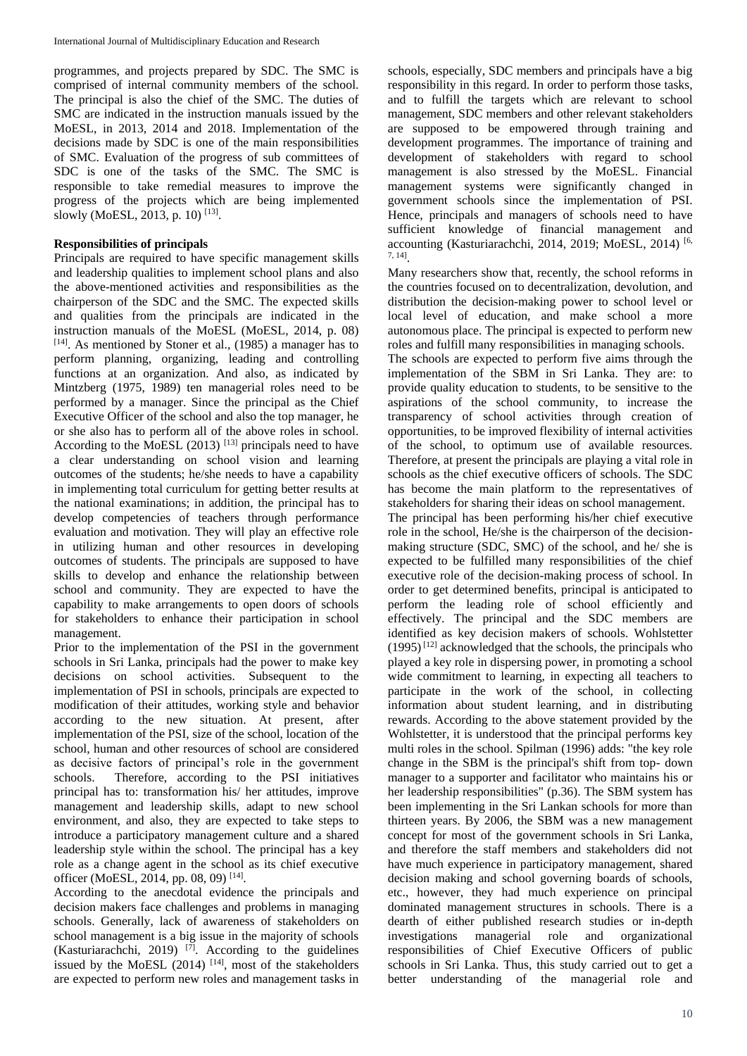programmes, and projects prepared by SDC. The SMC is comprised of internal community members of the school. The principal is also the chief of the SMC. The duties of SMC are indicated in the instruction manuals issued by the MoESL, in 2013, 2014 and 2018. Implementation of the decisions made by SDC is one of the main responsibilities of SMC. Evaluation of the progress of sub committees of SDC is one of the tasks of the SMC. The SMC is responsible to take remedial measures to improve the progress of the projects which are being implemented slowly (MoESL, 2013, p. 10) [13].

**Responsibilities of principals**

Principals are required to have specific management skills and leadership qualities to implement school plans and also the above-mentioned activities and responsibilities as the chairperson of the SDC and the SMC. The expected skills and qualities from the principals are indicated in the instruction manuals of the MoESL (MoESL, 2014, p. 08) [14]. As mentioned by Stoner et al., (1985) a manager has to perform planning, organizing, leading and controlling functions at an organization. And also, as indicated by Mintzberg (1975, 1989) ten managerial roles need to be performed by a manager. Since the principal as the Chief Executive Officer of the school and also the top manager, he or she also has to perform all of the above roles in school. According to the MoESL (2013) [13] principals need to have a clear understanding on school vision and learning outcomes of the students; he/she needs to have a capability in implementing total curriculum for getting better results at the national examinations; in addition, the principal has to develop competencies of teachers through performance evaluation and motivation. They will play an effective role in utilizing human and other resources in developing outcomes of students. The principals are supposed to have skills to develop and enhance the relationship between school and community. They are expected to have the capability to make arrangements to open doors of schools for stakeholders to enhance their participation in school management.

Prior to the implementation of the PSI in the government schools in Sri Lanka, principals had the power to make key decisions on school activities. Subsequent to the implementation of PSI in schools, principals are expected to modification of their attitudes, working style and behavior according to the new situation. At present, after implementation of the PSI, size of the school, location of the school, human and other resources of school are considered as decisive factors of principal's role in the government schools. Therefore, according to the PSI initiatives principal has to: transformation his/ her attitudes, improve management and leadership skills, adapt to new school environment, and also, they are expected to take steps to introduce a participatory management culture and a shared leadership style within the school. The principal has a key role as a change agent in the school as its chief executive officer (MoESL, 2014, pp. 08, 09) [14].

According to the anecdotal evidence the principals and decision makers face challenges and problems in managing schools. Generally, lack of awareness of stakeholders on school management is a big issue in the majority of schools (Kasturiarachchi, 2019) [7]. According to the guidelines issued by the MoESL (2014) [14], most of the stakeholders are expected to perform new roles and management tasks in schools, especially, SDC members and principals have a big responsibility in this regard. In order to perform those tasks, and to fulfill the targets which are relevant to school management, SDC members and other relevant stakeholders are supposed to be empowered through training and development programmes. The importance of training and development of stakeholders with regard to school management is also stressed by the MoESL. Financial management systems were significantly changed in government schools since the implementation of PSI. Hence, principals and managers of schools need to have sufficient knowledge of financial management and accounting (Kasturiarachchi, 2014, 2019; MoESL, 2014) [6, 7, 14].

Many researchers show that, recently, the school reforms in the countries focused on to decentralization, devolution, and distribution the decision-making power to school level or local level of education, and make school a more autonomous place. The principal is expected to perform new roles and fulfill many responsibilities in managing schools.

The schools are expected to perform five aims through the implementation of the SBM in Sri Lanka. They are: to provide quality education to students, to be sensitive to the aspirations of the school community, to increase the transparency of school activities through creation of opportunities, to be improved flexibility of internal activities of the school, to optimum use of available resources. Therefore, at present the principals are playing a vital role in schools as the chief executive officers of schools. The SDC has become the main platform to the representatives of stakeholders for sharing their ideas on school management.

The principal has been performing his/her chief executive role in the school, He/she is the chairperson of the decision-making structure (SDC, SMC) of the school, and he/ she is expected to be fulfilled many responsibilities of the chief executive role of the decision-making process of school. In order to get determined benefits, principal is anticipated to perform the leading role of school efficiently and effectively. The principal and the SDC members are identified as key decision makers of schools. Wohlstetter (1995) [12] acknowledged that the schools, the principals who played a key role in dispersing power, in promoting a school wide commitment to learning, in expecting all teachers to participate in the work of the school, in collecting information about student learning, and in distributing rewards. According to the above statement provided by the Wohlstetter, it is understood that the principal performs key multi roles in the school. Spilman (1996) adds: "the key role change in the SBM is the principal's shift from top- down manager to a supporter and facilitator who maintains his or her leadership responsibilities" (p.36). The SBM system has been implementing in the Sri Lankan schools for more than thirteen years. By 2006, the SBM was a new management concept for most of the government schools in Sri Lanka, and therefore the staff members and stakeholders did not have much experience in participatory management, shared decision making and school governing boards of schools, etc., however, they had much experience on principal dominated management structures in schools. There is a dearth of either published research studies or in-depth investigations managerial role and organizational responsibilities of Chief Executive Officers of public schools in Sri Lanka. Thus, this study carried out to get a better understanding of the managerial role and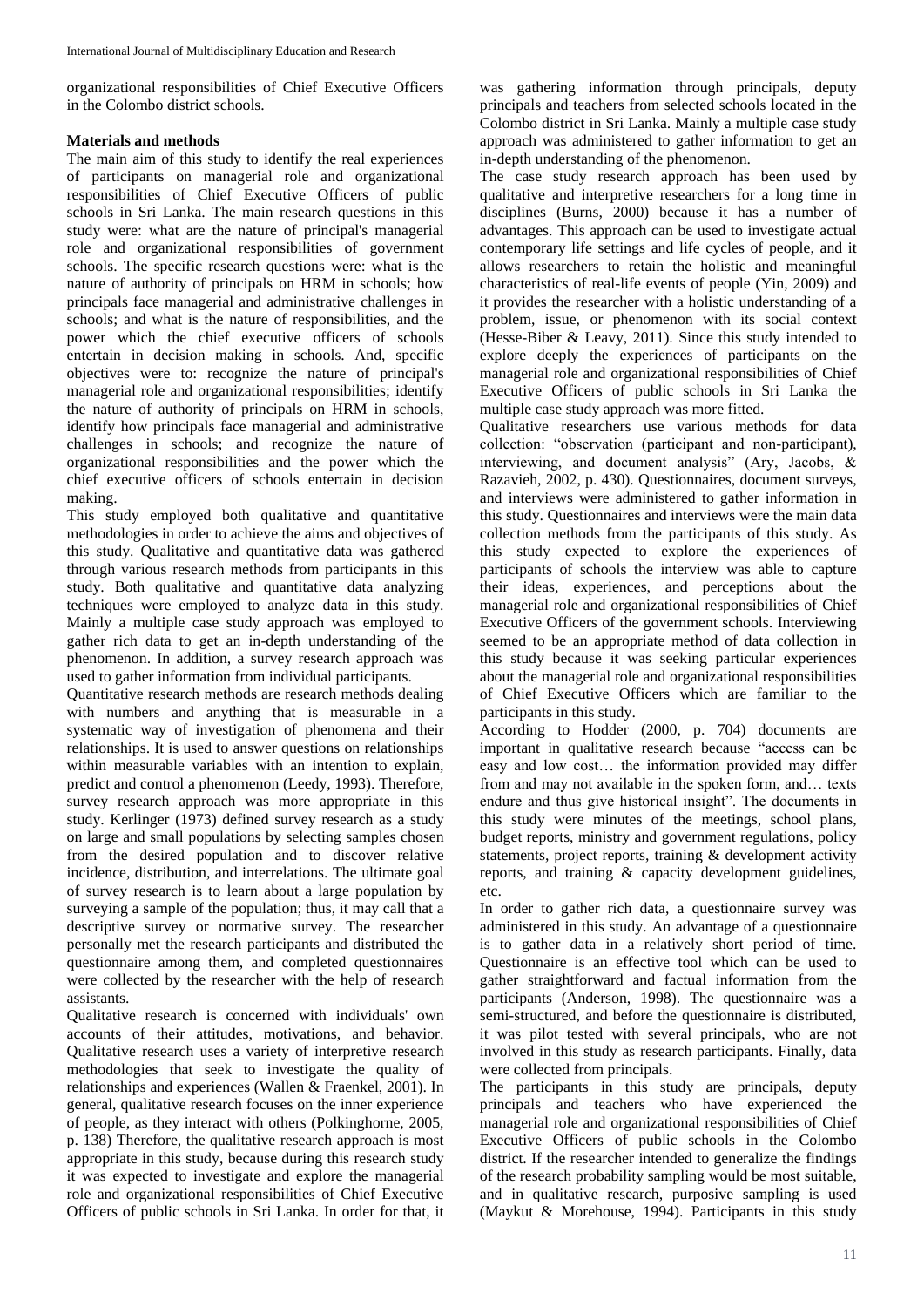organizational responsibilities of Chief Executive Officers in the Colombo district schools.

## Materials and methods

The main aim of this study to identify the real experiences of participants on managerial role and organizational responsibilities of Chief Executive Officers of public schools in Sri Lanka. The main research questions in this study were: what are the nature of principal's managerial role and organizational responsibilities of government schools. The specific research questions were: what is the nature of authority of principals on HRM in schools; how principals face managerial and administrative challenges in schools; and what is the nature of responsibilities, and the power which the chief executive officers of schools entertain in decision making in schools. And, specific objectives were to: recognize the nature of principal's managerial role and organizational responsibilities; identify the nature of authority of principals on HRM in schools, identify how principals face managerial and administrative challenges in schools; and recognize the nature of organizational responsibilities and the power which the chief executive officers of schools entertain in decision making.

This study employed both qualitative and quantitative methodologies in order to achieve the aims and objectives of this study. Qualitative and quantitative data was gathered through various research methods from participants in this study. Both qualitative and quantitative data analyzing techniques were employed to analyze data in this study. Mainly a multiple case study approach was employed to gather rich data to get an in-depth understanding of the phenomenon. In addition, a survey research approach was used to gather information from individual participants.

Quantitative research methods are research methods dealing with numbers and anything that is measurable in a systematic way of investigation of phenomena and their relationships. It is used to answer questions on relationships within measurable variables with an intention to explain, predict and control a phenomenon (Leedy, 1993). Therefore, survey research approach was more appropriate in this study. Kerlinger (1973) defined survey research as a study on large and small populations by selecting samples chosen from the desired population and to discover relative incidence, distribution, and interrelations. The ultimate goal of survey research is to learn about a large population by surveying a sample of the population; thus, it may call that a descriptive survey or normative survey. The researcher personally met the research participants and distributed the questionnaire among them, and completed questionnaires were collected by the researcher with the help of research assistants.

Qualitative research is concerned with individuals' own accounts of their attitudes, motivations, and behavior. Qualitative research uses a variety of interpretive research methodologies that seek to investigate the quality of relationships and experiences (Wallen & Fraenkel, 2001). In general, qualitative research focuses on the inner experience of people, as they interact with others (Polkinghorne, 2005, p. 138) Therefore, the qualitative research approach is most appropriate in this study, because during this research study it was expected to investigate and explore the managerial role and organizational responsibilities of Chief Executive Officers of public schools in Sri Lanka. In order for that, it was gathering information through principals, deputy principals and teachers from selected schools located in the Colombo district in Sri Lanka. Mainly a multiple case study approach was administered to gather information to get an in-depth understanding of the phenomenon.

The case study research approach has been used by qualitative and interpretive researchers for a long time in disciplines (Burns, 2000) because it has a number of advantages. This approach can be used to investigate actual contemporary life settings and life cycles of people, and it allows researchers to retain the holistic and meaningful characteristics of real-life events of people (Yin, 2009) and it provides the researcher with a holistic understanding of a problem, issue, or phenomenon with its social context (Hesse-Biber & Leavy, 2011). Since this study intended to explore deeply the experiences of participants on the managerial role and organizational responsibilities of Chief Executive Officers of public schools in Sri Lanka the multiple case study approach was more fitted.

Qualitative researchers use various methods for data collection: "observation (participant and non-participant), interviewing, and document analysis" (Ary, Jacobs, & Razavieh, 2002, p. 430). Questionnaires, document surveys, and interviews were administered to gather information in this study. Questionnaires and interviews were the main data collection methods from the participants of this study. As this study expected to explore the experiences of participants of schools the interview was able to capture their ideas, experiences, and perceptions about the managerial role and organizational responsibilities of Chief Executive Officers of the government schools. Interviewing seemed to be an appropriate method of data collection in this study because it was seeking particular experiences about the managerial role and organizational responsibilities of Chief Executive Officers which are familiar to the participants in this study.

According to Hodder (2000, p. 704) documents are important in qualitative research because "access can be easy and low cost… the information provided may differ from and may not available in the spoken form, and… texts endure and thus give historical insight". The documents in this study were minutes of the meetings, school plans, budget reports, ministry and government regulations, policy statements, project reports, training & development activity reports, and training & capacity development guidelines, etc.

In order to gather rich data, a questionnaire survey was administered in this study. An advantage of a questionnaire is to gather data in a relatively short period of time. Questionnaire is an effective tool which can be used to gather straightforward and factual information from the participants (Anderson, 1998). The questionnaire was a semi-structured, and before the questionnaire is distributed, it was pilot tested with several principals, who are not involved in this study as research participants. Finally, data were collected from principals.

The participants in this study are principals, deputy principals and teachers who have experienced the managerial role and organizational responsibilities of Chief Executive Officers of public schools in the Colombo district. If the researcher intended to generalize the findings of the research probability sampling would be most suitable, and in qualitative research, purposive sampling is used (Maykut & Morehouse, 1994). Participants in this study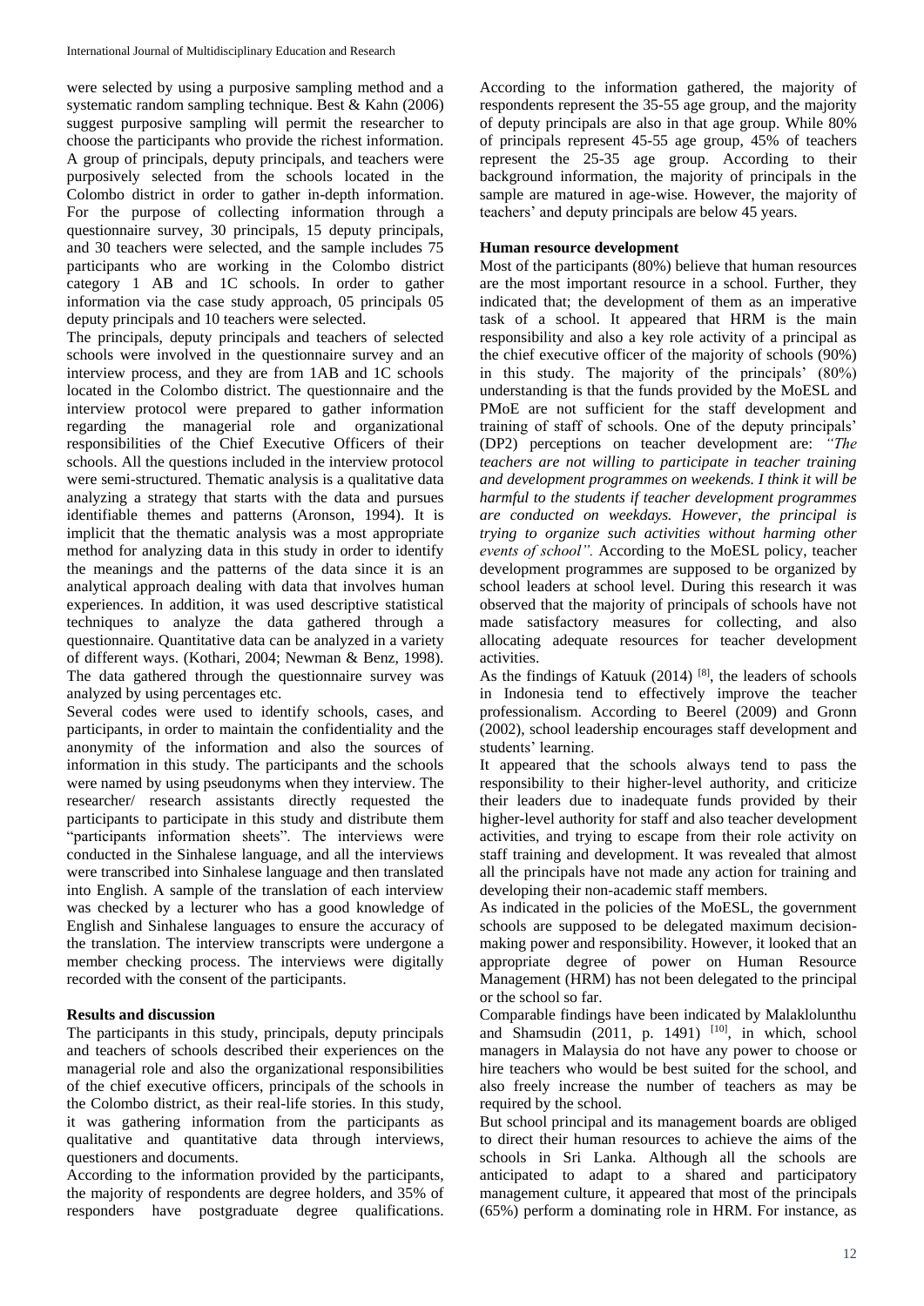were selected by using a purposive sampling method and a systematic random sampling technique. Best & Kahn (2006) suggest purposive sampling will permit the researcher to choose the participants who provide the richest information. A group of principals, deputy principals, and teachers were purposively selected from the schools located in the Colombo district in order to gather in-depth information. For the purpose of collecting information through a questionnaire survey, 30 principals, 15 deputy principals, and 30 teachers were selected, and the sample includes 75 participants who are working in the Colombo district category 1 AB and 1C schools. In order to gather information via the case study approach, 05 principals 05 deputy principals and 10 teachers were selected.

The principals, deputy principals and teachers of selected schools were involved in the questionnaire survey and an interview process, and they are from 1AB and 1C schools located in the Colombo district. The questionnaire and the interview protocol were prepared to gather information regarding the managerial role and organizational responsibilities of the Chief Executive Officers of their schools. All the questions included in the interview protocol were semi-structured. Thematic analysis is a qualitative data analyzing a strategy that starts with the data and pursues identifiable themes and patterns (Aronson, 1994). It is implicit that the thematic analysis was a most appropriate method for analyzing data in this study in order to identify the meanings and the patterns of the data since it is an analytical approach dealing with data that involves human experiences. In addition, it was used descriptive statistical techniques to analyze the data gathered through a questionnaire. Quantitative data can be analyzed in a variety of different ways. (Kothari, 2004; Newman & Benz, 1998). The data gathered through the questionnaire survey was analyzed by using percentages etc.

Several codes were used to identify schools, cases, and participants, in order to maintain the confidentiality and the anonymity of the information and also the sources of information in this study. The participants and the schools were named by using pseudonyms when they interview. The researcher/ research assistants directly requested the participants to participate in this study and distribute them "participants information sheets". The interviews were conducted in the Sinhalese language, and all the interviews were transcribed into Sinhalese language and then translated into English. A sample of the translation of each interview was checked by a lecturer who has a good knowledge of English and Sinhalese languages to ensure the accuracy of the translation. The interview transcripts were undergone a member checking process. The interviews were digitally recorded with the consent of the participants.

## Results and discussion

The participants in this study, principals, deputy principals and teachers of schools described their experiences on the managerial role and also the organizational responsibilities of the chief executive officers, principals of the schools in the Colombo district, as their real-life stories. In this study, it was gathering information from the participants as qualitative and quantitative data through interviews, questioners and documents.

According to the information provided by the participants, the majority of respondents are degree holders, and 35% of responders have postgraduate degree qualifications. According to the information gathered, the majority of respondents represent the 35-55 age group, and the majority of deputy principals are also in that age group. While 80% of principals represent 45-55 age group, 45% of teachers represent the 25-35 age group. According to their background information, the majority of principals in the sample are matured in age-wise. However, the majority of teachers' and deputy principals are below 45 years.

### Human resource development

Most of the participants (80%) believe that human resources are the most important resource in a school. Further, they indicated that; the development of them as an imperative task of a school. It appeared that HRM is the main responsibility and also a key role activity of a principal as the chief executive officer of the majority of schools (90%) in this study. The majority of the principals' (80%) understanding is that the funds provided by the MoESL and PMoE are not sufficient for the staff development and training of staff of schools. One of the deputy principals' (DP2) perceptions on teacher development are: *"The teachers are not willing to participate in teacher training and development programmes on weekends. I think it will be harmful to the students if teacher development programmes are conducted on weekdays. However, the principal is trying to organize such activities without harming other events of school".* According to the MoESL policy, teacher development programmes are supposed to be organized by school leaders at school level. During this research it was observed that the majority of principals of schools have not made satisfactory measures for collecting, and also allocating adequate resources for teacher development activities.

As the findings of Katuuk (2014) [8], the leaders of schools in Indonesia tend to effectively improve the teacher professionalism. According to Beerel (2009) and Gronn (2002), school leadership encourages staff development and students' learning.

It appeared that the schools always tend to pass the responsibility to their higher-level authority, and criticize their leaders due to inadequate funds provided by their higher-level authority for staff and also teacher development activities, and trying to escape from their role activity on staff training and development. It was revealed that almost all the principals have not made any action for training and developing their non-academic staff members.

As indicated in the policies of the MoESL, the government schools are supposed to be delegated maximum decision-making power and responsibility. However, it looked that an appropriate degree of power on Human Resource Management (HRM) has not been delegated to the principal or the school so far.

Comparable findings have been indicated by Malaklolunthu and Shamsudin (2011, p. 1491) [10], in which, school managers in Malaysia do not have any power to choose or hire teachers who would be best suited for the school, and also freely increase the number of teachers as may be required by the school.

But school principal and its management boards are obliged to direct their human resources to achieve the aims of the schools in Sri Lanka. Although all the schools are anticipated to adapt to a shared and participatory management culture, it appeared that most of the principals (65%) perform a dominating role in HRM. For instance, as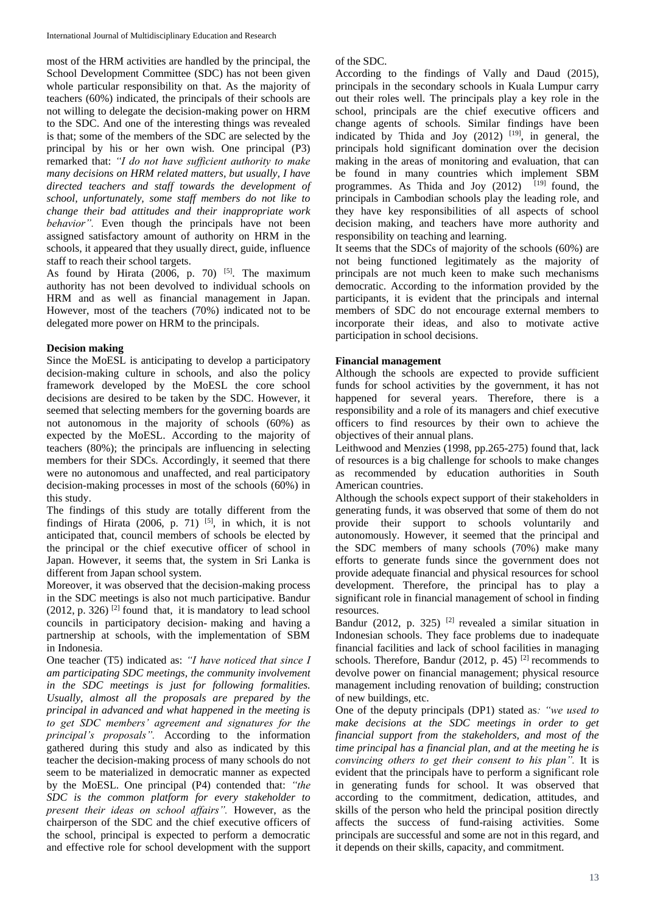most of the HRM activities are handled by the principal, the School Development Committee (SDC) has not been given whole particular responsibility on that. As the majority of teachers (60%) indicated, the principals of their schools are not willing to delegate the decision-making power on HRM to the SDC. And one of the interesting things was revealed is that; some of the members of the SDC are selected by the principal by his or her own wish. One principal (P3) remarked that: *"I do not have sufficient authority to make many decisions on HRM related matters, but usually, I have directed teachers and staff towards the development of school, unfortunately, some staff members do not like to change their bad attitudes and their inappropriate work behavior".* Even though the principals have not been assigned satisfactory amount of authority on HRM in the schools, it appeared that they usually direct, guide, influence staff to reach their school targets.

As found by Hirata (2006, p. 70) [5]. The maximum authority has not been devolved to individual schools on HRM and as well as financial management in Japan. However, most of the teachers (70%) indicated not to be delegated more power on HRM to the principals.

**Decision making**

Since the MoESL is anticipating to develop a participatory decision-making culture in schools, and also the policy framework developed by the MoESL the core school decisions are desired to be taken by the SDC. However, it seemed that selecting members for the governing boards are not autonomous in the majority of schools (60%) as expected by the MoESL. According to the majority of teachers (80%); the principals are influencing in selecting members for their SDCs. Accordingly, it seemed that there were no autonomous and unaffected, and real participatory decision-making processes in most of the schools (60%) in this study.

The findings of this study are totally different from the findings of Hirata (2006, p. 71) [5], in which, it is not anticipated that, council members of schools be elected by the principal or the chief executive officer of school in Japan. However, it seems that, the system in Sri Lanka is different from Japan school system.

Moreover, it was observed that the decision-making process in the SDC meetings is also not much participative. Bandur (2012, p. 326) [2] found that, it is mandatory to lead school councils in participatory decision- making and having a partnership at schools, with the implementation of SBM in Indonesia.

One teacher (T5) indicated as: *"I have noticed that since I am participating SDC meetings, the community involvement in the SDC meetings is just for following formalities. Usually, almost all the proposals are prepared by the principal in advanced and what happened in the meeting is to get SDC members' agreement and signatures for the principal's proposals".* According to the information gathered during this study and also as indicated by this teacher the decision-making process of many schools do not seem to be materialized in democratic manner as expected by the MoESL. One principal (P4) contended that: *"the SDC is the common platform for every stakeholder to present their ideas on school affairs".* However, as the chairperson of the SDC and the chief executive officers of the school, principal is expected to perform a democratic and effective role for school development with the support of the SDC.

According to the findings of Vally and Daud (2015), principals in the secondary schools in Kuala Lumpur carry out their roles well. The principals play a key role in the school, principals are the chief executive officers and change agents of schools. Similar findings have been indicated by Thida and Joy (2012) [19], in general, the principals hold significant domination over the decision making in the areas of monitoring and evaluation, that can be found in many countries which implement SBM programmes. As Thida and Joy (2012) [19] found, the principals in Cambodian schools play the leading role, and they have key responsibilities of all aspects of school decision making, and teachers have more authority and responsibility on teaching and learning.

It seems that the SDCs of majority of the schools (60%) are not being functioned legitimately as the majority of principals are not much keen to make such mechanisms democratic. According to the information provided by the participants, it is evident that the principals and internal members of SDC do not encourage external members to incorporate their ideas, and also to motivate active participation in school decisions.

**Financial management**

Although the schools are expected to provide sufficient funds for school activities by the government, it has not happened for several years. Therefore, there is a responsibility and a role of its managers and chief executive officers to find resources by their own to achieve the objectives of their annual plans.

Leithwood and Menzies (1998, pp.265-275) found that, lack of resources is a big challenge for schools to make changes as recommended by education authorities in South American countries.

Although the schools expect support of their stakeholders in generating funds, it was observed that some of them do not provide their support to schools voluntarily and autonomously. However, it seemed that the principal and the SDC members of many schools (70%) make many efforts to generate funds since the government does not provide adequate financial and physical resources for school development. Therefore, the principal has to play a significant role in financial management of school in finding resources.

Bandur (2012, p. 325) [2] revealed a similar situation in Indonesian schools. They face problems due to inadequate financial facilities and lack of school facilities in managing schools. Therefore, Bandur (2012, p. 45) [2] recommends to devolve power on financial management; physical resource management including renovation of building; construction of new buildings, etc.

One of the deputy principals (DP1) stated as*: "we used to make decisions at the SDC meetings in order to get financial support from the stakeholders, and most of the time principal has a financial plan, and at the meeting he is convincing others to get their consent to his plan".* It is evident that the principals have to perform a significant role in generating funds for school. It was observed that according to the commitment, dedication, attitudes, and skills of the person who held the principal position directly affects the success of fund-raising activities. Some principals are successful and some are not in this regard, and it depends on their skills, capacity, and commitment.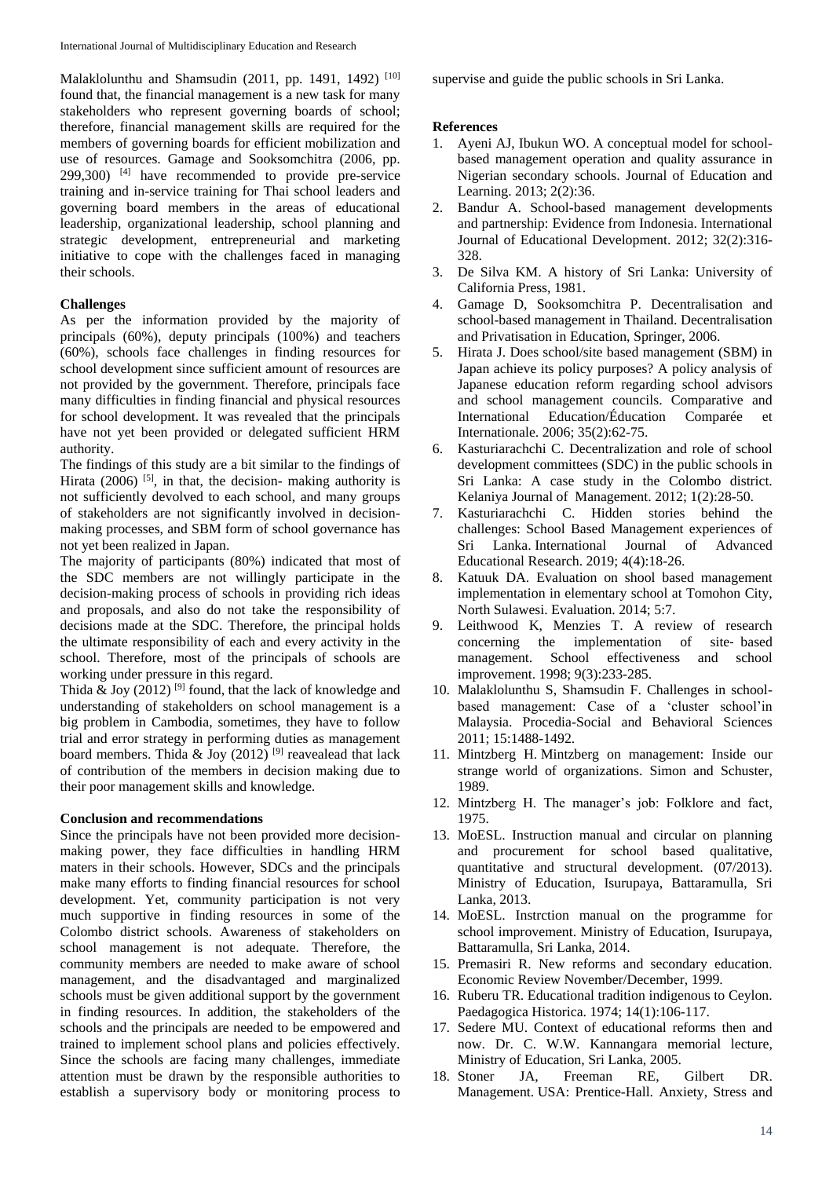Malaklolunthu and Shamsudin (2011, pp. 1491, 1492) [10] found that, the financial management is a new task for many stakeholders who represent governing boards of school; therefore, financial management skills are required for the members of governing boards for efficient mobilization and use of resources. Gamage and Sooksomchitra (2006, pp. 299,300) [4] have recommended to provide pre-service training and in-service training for Thai school leaders and governing board members in the areas of educational leadership, organizational leadership, school planning and strategic development, entrepreneurial and marketing initiative to cope with the challenges faced in managing their schools.

### Challenges

As per the information provided by the majority of principals (60%), deputy principals (100%) and teachers (60%), schools face challenges in finding resources for school development since sufficient amount of resources are not provided by the government. Therefore, principals face many difficulties in finding financial and physical resources for school development. It was revealed that the principals have not yet been provided or delegated sufficient HRM authority.

The findings of this study are a bit similar to the findings of Hirata (2006) [5], in that, the decision- making authority is not sufficiently devolved to each school, and many groups of stakeholders are not significantly involved in decision-making processes, and SBM form of school governance has not yet been realized in Japan.

The majority of participants (80%) indicated that most of the SDC members are not willingly participate in the decision-making process of schools in providing rich ideas and proposals, and also do not take the responsibility of decisions made at the SDC. Therefore, the principal holds the ultimate responsibility of each and every activity in the school. Therefore, most of the principals of schools are working under pressure in this regard.

Thida & Joy (2012) [9] found, that the lack of knowledge and understanding of stakeholders on school management is a big problem in Cambodia, sometimes, they have to follow trial and error strategy in performing duties as management board members. Thida & Joy (2012) [9] reavealead that lack of contribution of the members in decision making due to their poor management skills and knowledge.

### Conclusion and recommendations

Since the principals have not been provided more decision-making power, they face difficulties in handling HRM maters in their schools. However, SDCs and the principals make many efforts to finding financial resources for school development. Yet, community participation is not very much supportive in finding resources in some of the Colombo district schools. Awareness of stakeholders on school management is not adequate. Therefore, the community members are needed to make aware of school management, and the disadvantaged and marginalized schools must be given additional support by the government in finding resources. In addition, the stakeholders of the schools and the principals are needed to be empowered and trained to implement school plans and policies effectively. Since the schools are facing many challenges, immediate attention must be drawn by the responsible authorities to establish a supervisory body or monitoring process to supervise and guide the public schools in Sri Lanka.

### References

1. Ayeni AJ, Ibukun WO. A conceptual model for school-based management operation and quality assurance in Nigerian secondary schools. Journal of Education and Learning. 2013; 2(2):36.
2. Bandur A. School-based management developments and partnership: Evidence from Indonesia. International Journal of Educational Development. 2012; 32(2):316-328.
3. De Silva KM. A history of Sri Lanka: University of California Press, 1981.
4. Gamage D, Sooksomchitra P. Decentralisation and school-based management in Thailand. Decentralisation and Privatisation in Education, Springer, 2006.
5. Hirata J. Does school/site based management (SBM) in Japan achieve its policy purposes? A policy analysis of Japanese education reform regarding school advisors and school management councils. Comparative and International Education/Éducation Comparée et Internationale. 2006; 35(2):62-75.
6. Kasturiarachchi C. Decentralization and role of school development committees (SDC) in the public schools in Sri Lanka: A case study in the Colombo district. Kelaniya Journal of Management. 2012; 1(2):28-50.
7. Kasturiarachchi C. Hidden stories behind the challenges: School Based Management experiences of Sri Lanka. International Journal of Advanced Educational Research. 2019; 4(4):18-26.
8. Katuuk DA. Evaluation on shool based management implementation in elementary school at Tomohon City, North Sulawesi. Evaluation. 2014; 5:7.
9. Leithwood K, Menzies T. A review of research concerning the implementation of site- based management. School effectiveness and school improvement. 1998; 9(3):233-285.
10. Malaklolunthu S, Shamsudin F. Challenges in school-based management: Case of a 'cluster school'in Malaysia. Procedia-Social and Behavioral Sciences 2011; 15:1488-1492.
11. Mintzberg H. Mintzberg on management: Inside our strange world of organizations. Simon and Schuster, 1989.
12. Mintzberg H. The manager's job: Folklore and fact, 1975.
13. MoESL. Instruction manual and circular on planning and procurement for school based qualitative, quantitative and structural development. (07/2013). Ministry of Education, Isurupaya, Battaramulla, Sri Lanka, 2013.
14. MoESL. Instrction manual on the programme for school improvement. Ministry of Education, Isurupaya, Battaramulla, Sri Lanka, 2014.
15. Premasiri R. New reforms and secondary education. Economic Review November/December, 1999.
16. Ruberu TR. Educational tradition indigenous to Ceylon. Paedagogica Historica. 1974; 14(1):106-117.
17. Sedere MU. Context of educational reforms then and now. Dr. C. W.W. Kannangara memorial lecture, Ministry of Education, Sri Lanka, 2005.
18. Stoner JA, Freeman RE, Gilbert DR. Management. USA: Prentice-Hall. Anxiety, Stress and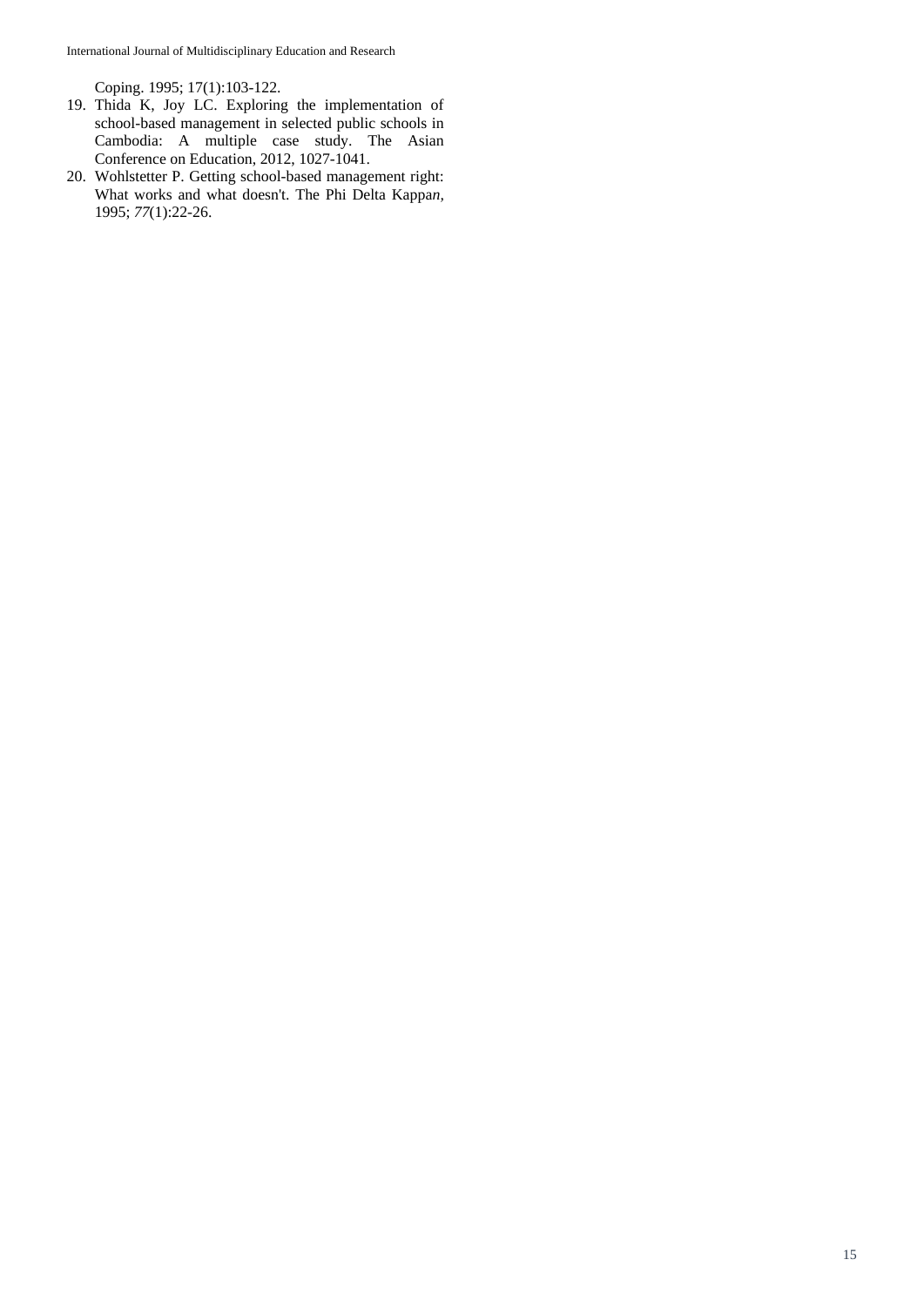Coping. 1995; 17(1):103-122.

19. Thida K, Joy LC. Exploring the implementation of school-based management in selected public schools in Cambodia: A multiple case study. The Asian Conference on Education, 2012, 1027-1041.
20. Wohlstetter P. Getting school-based management right: What works and what doesn't. The Phi Delta Kappa*n*, 1995; *77*(1):22-26.